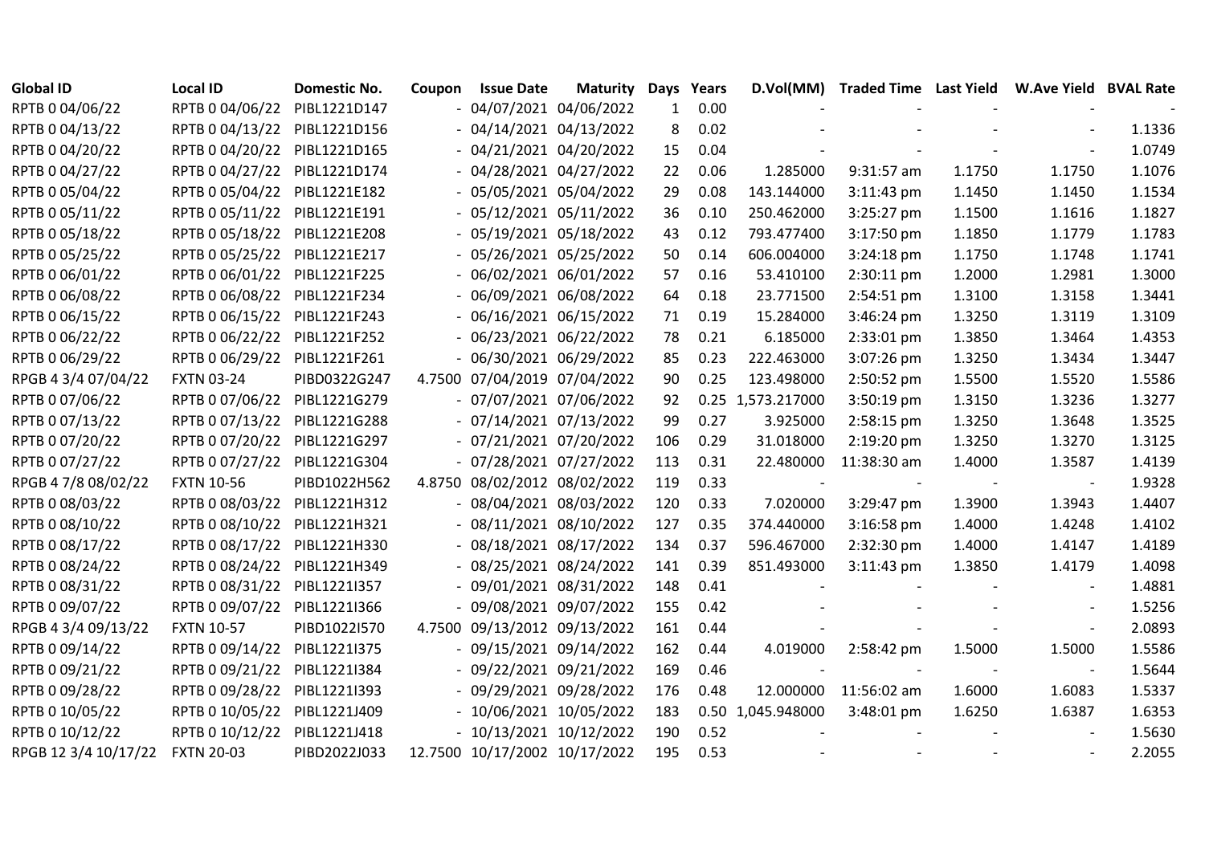| Global ID | Local ID | Domestic No. | Coupon | Issue Date | Maturity | Days | Years | D.Vol(MM) | Traded Time | Last Yield | W.Ave Yield | BVAL Rate |
|---|---|---|---|---|---|---|---|---|---|---|---|---|
| RPTB 0 04/06/22 | RPTB 0 04/06/22 | PIBL1221D147 | - | 04/07/2021 | 04/06/2022 | 1 | 0.00 | - | - | - | - | - |
| RPTB 0 04/13/22 | RPTB 0 04/13/22 | PIBL1221D156 | - | 04/14/2021 | 04/13/2022 | 8 | 0.02 | - | - | - | - | 1.1336 |
| RPTB 0 04/20/22 | RPTB 0 04/20/22 | PIBL1221D165 | - | 04/21/2021 | 04/20/2022 | 15 | 0.04 | - | - | - | - | 1.0749 |
| RPTB 0 04/27/22 | RPTB 0 04/27/22 | PIBL1221D174 | - | 04/28/2021 | 04/27/2022 | 22 | 0.06 | 1.285000 | 9:31:57 am | 1.1750 | 1.1750 | 1.1076 |
| RPTB 0 05/04/22 | RPTB 0 05/04/22 | PIBL1221E182 | - | 05/05/2021 | 05/04/2022 | 29 | 0.08 | 143.144000 | 3:11:43 pm | 1.1450 | 1.1450 | 1.1534 |
| RPTB 0 05/11/22 | RPTB 0 05/11/22 | PIBL1221E191 | - | 05/12/2021 | 05/11/2022 | 36 | 0.10 | 250.462000 | 3:25:27 pm | 1.1500 | 1.1616 | 1.1827 |
| RPTB 0 05/18/22 | RPTB 0 05/18/22 | PIBL1221E208 | - | 05/19/2021 | 05/18/2022 | 43 | 0.12 | 793.477400 | 3:17:50 pm | 1.1850 | 1.1779 | 1.1783 |
| RPTB 0 05/25/22 | RPTB 0 05/25/22 | PIBL1221E217 | - | 05/26/2021 | 05/25/2022 | 50 | 0.14 | 606.004000 | 3:24:18 pm | 1.1750 | 1.1748 | 1.1741 |
| RPTB 0 06/01/22 | RPTB 0 06/01/22 | PIBL1221F225 | - | 06/02/2021 | 06/01/2022 | 57 | 0.16 | 53.410100 | 2:30:11 pm | 1.2000 | 1.2981 | 1.3000 |
| RPTB 0 06/08/22 | RPTB 0 06/08/22 | PIBL1221F234 | - | 06/09/2021 | 06/08/2022 | 64 | 0.18 | 23.771500 | 2:54:51 pm | 1.3100 | 1.3158 | 1.3441 |
| RPTB 0 06/15/22 | RPTB 0 06/15/22 | PIBL1221F243 | - | 06/16/2021 | 06/15/2022 | 71 | 0.19 | 15.284000 | 3:46:24 pm | 1.3250 | 1.3119 | 1.3109 |
| RPTB 0 06/22/22 | RPTB 0 06/22/22 | PIBL1221F252 | - | 06/23/2021 | 06/22/2022 | 78 | 0.21 | 6.185000 | 2:33:01 pm | 1.3850 | 1.3464 | 1.4353 |
| RPTB 0 06/29/22 | RPTB 0 06/29/22 | PIBL1221F261 | - | 06/30/2021 | 06/29/2022 | 85 | 0.23 | 222.463000 | 3:07:26 pm | 1.3250 | 1.3434 | 1.3447 |
| RPGB 4 3/4 07/04/22 | FXTN 03-24 | PIBD0322G247 | 4.7500 | 07/04/2019 | 07/04/2022 | 90 | 0.25 | 123.498000 | 2:50:52 pm | 1.5500 | 1.5520 | 1.5586 |
| RPTB 0 07/06/22 | RPTB 0 07/06/22 | PIBL1221G279 | - | 07/07/2021 | 07/06/2022 | 92 | 0.25 | 1,573.217000 | 3:50:19 pm | 1.3150 | 1.3236 | 1.3277 |
| RPTB 0 07/13/22 | RPTB 0 07/13/22 | PIBL1221G288 | - | 07/14/2021 | 07/13/2022 | 99 | 0.27 | 3.925000 | 2:58:15 pm | 1.3250 | 1.3648 | 1.3525 |
| RPTB 0 07/20/22 | RPTB 0 07/20/22 | PIBL1221G297 | - | 07/21/2021 | 07/20/2022 | 106 | 0.29 | 31.018000 | 2:19:20 pm | 1.3250 | 1.3270 | 1.3125 |
| RPTB 0 07/27/22 | RPTB 0 07/27/22 | PIBL1221G304 | - | 07/28/2021 | 07/27/2022 | 113 | 0.31 | 22.480000 | 11:38:30 am | 1.4000 | 1.3587 | 1.4139 |
| RPGB 4 7/8 08/02/22 | FXTN 10-56 | PIBD1022H562 | 4.8750 | 08/02/2012 | 08/02/2022 | 119 | 0.33 | - | - | - | - | 1.9328 |
| RPTB 0 08/03/22 | RPTB 0 08/03/22 | PIBL1221H312 | - | 08/04/2021 | 08/03/2022 | 120 | 0.33 | 7.020000 | 3:29:47 pm | 1.3900 | 1.3943 | 1.4407 |
| RPTB 0 08/10/22 | RPTB 0 08/10/22 | PIBL1221H321 | - | 08/11/2021 | 08/10/2022 | 127 | 0.35 | 374.440000 | 3:16:58 pm | 1.4000 | 1.4248 | 1.4102 |
| RPTB 0 08/17/22 | RPTB 0 08/17/22 | PIBL1221H330 | - | 08/18/2021 | 08/17/2022 | 134 | 0.37 | 596.467000 | 2:32:30 pm | 1.4000 | 1.4147 | 1.4189 |
| RPTB 0 08/24/22 | RPTB 0 08/24/22 | PIBL1221H349 | - | 08/25/2021 | 08/24/2022 | 141 | 0.39 | 851.493000 | 3:11:43 pm | 1.3850 | 1.4179 | 1.4098 |
| RPTB 0 08/31/22 | RPTB 0 08/31/22 | PIBL1221I357 | - | 09/01/2021 | 08/31/2022 | 148 | 0.41 | - | - | - | - | 1.4881 |
| RPTB 0 09/07/22 | RPTB 0 09/07/22 | PIBL1221I366 | - | 09/08/2021 | 09/07/2022 | 155 | 0.42 | - | - | - | - | 1.5256 |
| RPGB 4 3/4 09/13/22 | FXTN 10-57 | PIBD1022I570 | 4.7500 | 09/13/2012 | 09/13/2022 | 161 | 0.44 | - | - | - | - | 2.0893 |
| RPTB 0 09/14/22 | RPTB 0 09/14/22 | PIBL1221I375 | - | 09/15/2021 | 09/14/2022 | 162 | 0.44 | 4.019000 | 2:58:42 pm | 1.5000 | 1.5000 | 1.5586 |
| RPTB 0 09/21/22 | RPTB 0 09/21/22 | PIBL1221I384 | - | 09/22/2021 | 09/21/2022 | 169 | 0.46 | - | - | - | - | 1.5644 |
| RPTB 0 09/28/22 | RPTB 0 09/28/22 | PIBL1221I393 | - | 09/29/2021 | 09/28/2022 | 176 | 0.48 | 12.000000 | 11:56:02 am | 1.6000 | 1.6083 | 1.5337 |
| RPTB 0 10/05/22 | RPTB 0 10/05/22 | PIBL1221J409 | - | 10/06/2021 | 10/05/2022 | 183 | 0.50 | 1,045.948000 | 3:48:01 pm | 1.6250 | 1.6387 | 1.6353 |
| RPTB 0 10/12/22 | RPTB 0 10/12/22 | PIBL1221J418 | - | 10/13/2021 | 10/12/2022 | 190 | 0.52 | - | - | - | - | 1.5630 |
| RPGB 12 3/4 10/17/22 | FXTN 20-03 | PIBD2022J033 | 12.7500 | 10/17/2002 | 10/17/2022 | 195 | 0.53 | - | - | - | - | 2.2055 |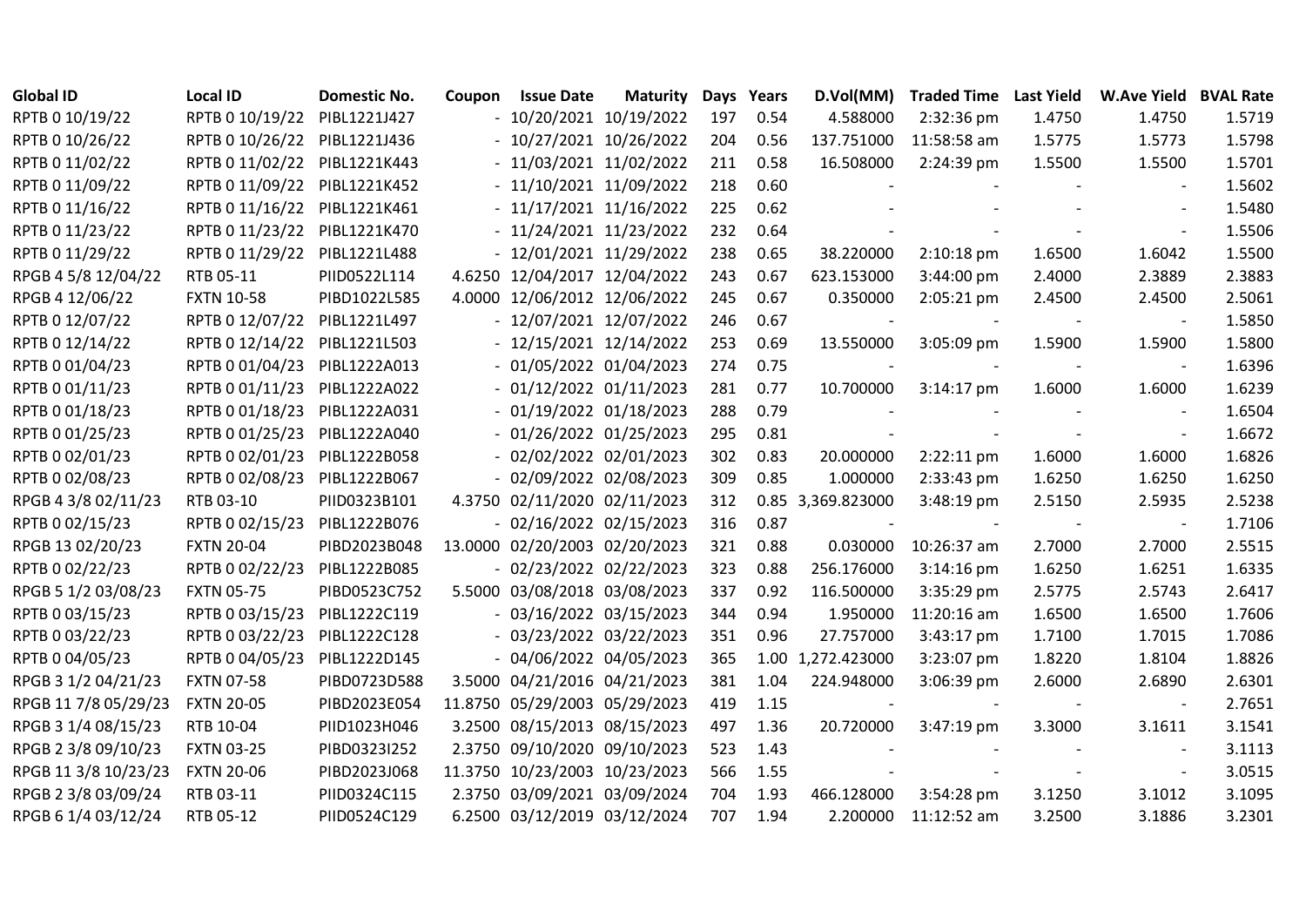| Global ID | Local ID | Domestic No. | Coupon | Issue Date | Maturity | Days | Years | D.Vol(MM) | Traded Time | Last Yield | W.Ave Yield | BVAL Rate |
|---|---|---|---|---|---|---|---|---|---|---|---|---|
| RPTB 0 10/19/22 | RPTB 0 10/19/22 | PIBL1221J427 | - | 10/20/2021 | 10/19/2022 | 197 | 0.54 | 4.588000 | 2:32:36 pm | 1.4750 | 1.4750 | 1.5719 |
| RPTB 0 10/26/22 | RPTB 0 10/26/22 | PIBL1221J436 | - | 10/27/2021 | 10/26/2022 | 204 | 0.56 | 137.751000 | 11:58:58 am | 1.5775 | 1.5773 | 1.5798 |
| RPTB 0 11/02/22 | RPTB 0 11/02/22 | PIBL1221K443 | - | 11/03/2021 | 11/02/2022 | 211 | 0.58 | 16.508000 | 2:24:39 pm | 1.5500 | 1.5500 | 1.5701 |
| RPTB 0 11/09/22 | RPTB 0 11/09/22 | PIBL1221K452 | - | 11/10/2021 | 11/09/2022 | 218 | 0.60 | - | - | - | - | 1.5602 |
| RPTB 0 11/16/22 | RPTB 0 11/16/22 | PIBL1221K461 | - | 11/17/2021 | 11/16/2022 | 225 | 0.62 | - | - | - | - | 1.5480 |
| RPTB 0 11/23/22 | RPTB 0 11/23/22 | PIBL1221K470 | - | 11/24/2021 | 11/23/2022 | 232 | 0.64 | - | - | - | - | 1.5506 |
| RPTB 0 11/29/22 | RPTB 0 11/29/22 | PIBL1221L488 | - | 12/01/2021 | 11/29/2022 | 238 | 0.65 | 38.220000 | 2:10:18 pm | 1.6500 | 1.6042 | 1.5500 |
| RPGB 4 5/8 12/04/22 | RTB 05-11 | PIID0522L114 | 4.6250 | 12/04/2017 | 12/04/2022 | 243 | 0.67 | 623.153000 | 3:44:00 pm | 2.4000 | 2.3889 | 2.3883 |
| RPGB 4 12/06/22 | FXTN 10-58 | PIBD1022L585 | 4.0000 | 12/06/2012 | 12/06/2022 | 245 | 0.67 | 0.350000 | 2:05:21 pm | 2.4500 | 2.4500 | 2.5061 |
| RPTB 0 12/07/22 | RPTB 0 12/07/22 | PIBL1221L497 | - | 12/07/2021 | 12/07/2022 | 246 | 0.67 | - | - | - | - | 1.5850 |
| RPTB 0 12/14/22 | RPTB 0 12/14/22 | PIBL1221L503 | - | 12/15/2021 | 12/14/2022 | 253 | 0.69 | 13.550000 | 3:05:09 pm | 1.5900 | 1.5900 | 1.5800 |
| RPTB 0 01/04/23 | RPTB 0 01/04/23 | PIBL1222A013 | - | 01/05/2022 | 01/04/2023 | 274 | 0.75 | - | - | - | - | 1.6396 |
| RPTB 0 01/11/23 | RPTB 0 01/11/23 | PIBL1222A022 | - | 01/12/2022 | 01/11/2023 | 281 | 0.77 | 10.700000 | 3:14:17 pm | 1.6000 | 1.6000 | 1.6239 |
| RPTB 0 01/18/23 | RPTB 0 01/18/23 | PIBL1222A031 | - | 01/19/2022 | 01/18/2023 | 288 | 0.79 | - | - | - | - | 1.6504 |
| RPTB 0 01/25/23 | RPTB 0 01/25/23 | PIBL1222A040 | - | 01/26/2022 | 01/25/2023 | 295 | 0.81 | - | - | - | - | 1.6672 |
| RPTB 0 02/01/23 | RPTB 0 02/01/23 | PIBL1222B058 | - | 02/02/2022 | 02/01/2023 | 302 | 0.83 | 20.000000 | 2:22:11 pm | 1.6000 | 1.6000 | 1.6826 |
| RPTB 0 02/08/23 | RPTB 0 02/08/23 | PIBL1222B067 | - | 02/09/2022 | 02/08/2023 | 309 | 0.85 | 1.000000 | 2:33:43 pm | 1.6250 | 1.6250 | 1.6250 |
| RPGB 4 3/8 02/11/23 | RTB 03-10 | PIID0323B101 | 4.3750 | 02/11/2020 | 02/11/2023 | 312 | 0.85 | 3,369.823000 | 3:48:19 pm | 2.5150 | 2.5935 | 2.5238 |
| RPTB 0 02/15/23 | RPTB 0 02/15/23 | PIBL1222B076 | - | 02/16/2022 | 02/15/2023 | 316 | 0.87 | - | - | - | - | 1.7106 |
| RPGB 13 02/20/23 | FXTN 20-04 | PIBD2023B048 | 13.0000 | 02/20/2003 | 02/20/2023 | 321 | 0.88 | 0.030000 | 10:26:37 am | 2.7000 | 2.7000 | 2.5515 |
| RPTB 0 02/22/23 | RPTB 0 02/22/23 | PIBL1222B085 | - | 02/23/2022 | 02/22/2023 | 323 | 0.88 | 256.176000 | 3:14:16 pm | 1.6250 | 1.6251 | 1.6335 |
| RPGB 5 1/2 03/08/23 | FXTN 05-75 | PIBD0523C752 | 5.5000 | 03/08/2018 | 03/08/2023 | 337 | 0.92 | 116.500000 | 3:35:29 pm | 2.5775 | 2.5743 | 2.6417 |
| RPTB 0 03/15/23 | RPTB 0 03/15/23 | PIBL1222C119 | - | 03/16/2022 | 03/15/2023 | 344 | 0.94 | 1.950000 | 11:20:16 am | 1.6500 | 1.6500 | 1.7606 |
| RPTB 0 03/22/23 | RPTB 0 03/22/23 | PIBL1222C128 | - | 03/23/2022 | 03/22/2023 | 351 | 0.96 | 27.757000 | 3:43:17 pm | 1.7100 | 1.7015 | 1.7086 |
| RPTB 0 04/05/23 | RPTB 0 04/05/23 | PIBL1222D145 | - | 04/06/2022 | 04/05/2023 | 365 | 1.00 | 1,272.423000 | 3:23:07 pm | 1.8220 | 1.8104 | 1.8826 |
| RPGB 3 1/2 04/21/23 | FXTN 07-58 | PIBD0723D588 | 3.5000 | 04/21/2016 | 04/21/2023 | 381 | 1.04 | 224.948000 | 3:06:39 pm | 2.6000 | 2.6890 | 2.6301 |
| RPGB 11 7/8 05/29/23 | FXTN 20-05 | PIBD2023E054 | 11.8750 | 05/29/2003 | 05/29/2023 | 419 | 1.15 | - | - | - | - | 2.7651 |
| RPGB 3 1/4 08/15/23 | RTB 10-04 | PIID1023H046 | 3.2500 | 08/15/2013 | 08/15/2023 | 497 | 1.36 | 20.720000 | 3:47:19 pm | 3.3000 | 3.1611 | 3.1541 |
| RPGB 2 3/8 09/10/23 | FXTN 03-25 | PIBD0323I252 | 2.3750 | 09/10/2020 | 09/10/2023 | 523 | 1.43 | - | - | - | - | 3.1113 |
| RPGB 11 3/8 10/23/23 | FXTN 20-06 | PIBD2023J068 | 11.3750 | 10/23/2003 | 10/23/2023 | 566 | 1.55 | - | - | - | - | 3.0515 |
| RPGB 2 3/8 03/09/24 | RTB 03-11 | PIID0324C115 | 2.3750 | 03/09/2021 | 03/09/2024 | 704 | 1.93 | 466.128000 | 3:54:28 pm | 3.1250 | 3.1012 | 3.1095 |
| RPGB 6 1/4 03/12/24 | RTB 05-12 | PIID0524C129 | 6.2500 | 03/12/2019 | 03/12/2024 | 707 | 1.94 | 2.200000 | 11:12:52 am | 3.2500 | 3.1886 | 3.2301 |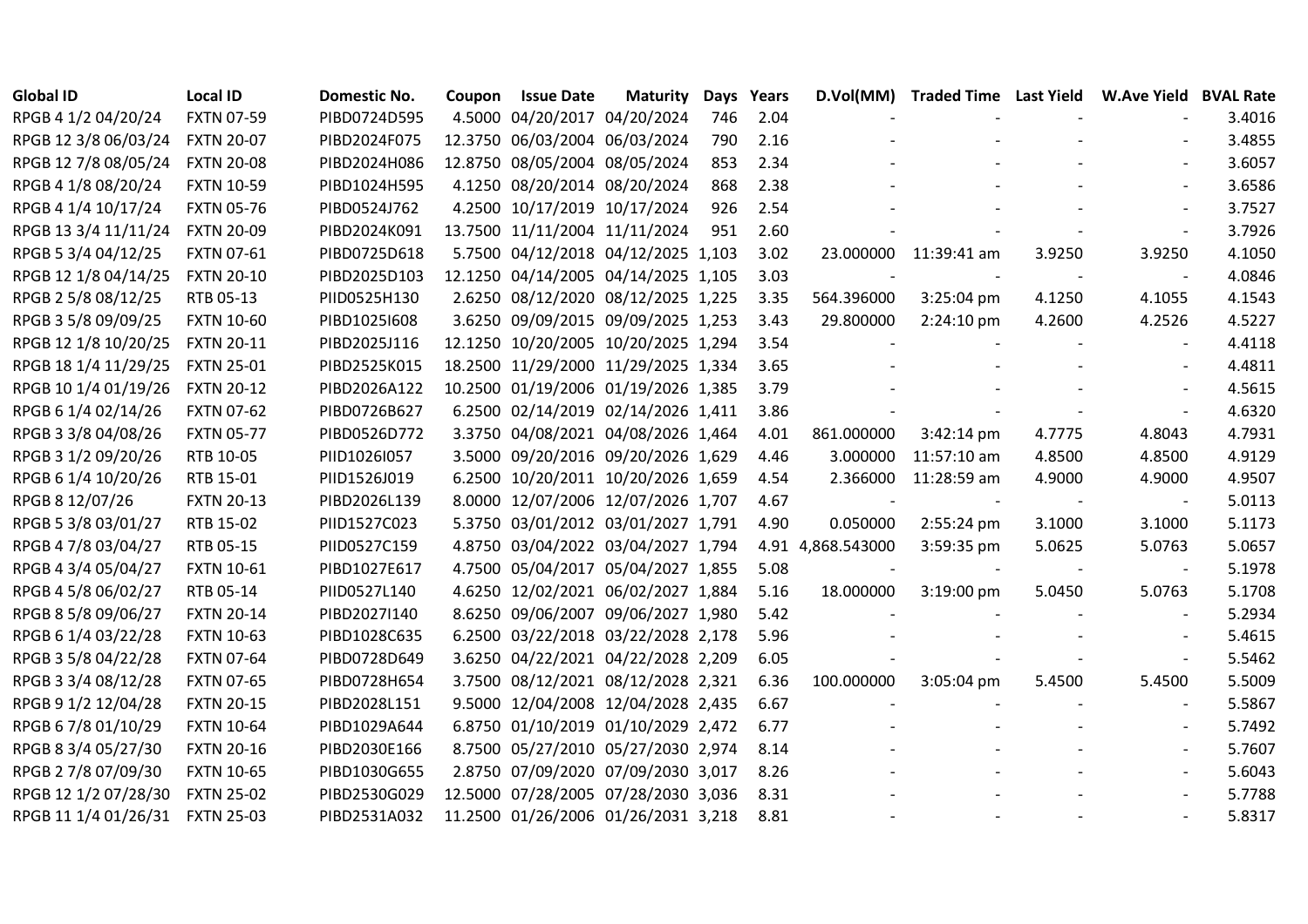| Global ID | Local ID | Domestic No. | Coupon | Issue Date | Maturity | Days | Years | D.Vol(MM) | Traded Time | Last Yield | W.Ave Yield | BVAL Rate |
|---|---|---|---|---|---|---|---|---|---|---|---|---|
| RPGB 4 1/2 04/20/24 | FXTN 07-59 | PIBD0724D595 | 4.5000 | 04/20/2017 | 04/20/2024 | 746 | 2.04 | - | - | - | - | 3.4016 |
| RPGB 12 3/8 06/03/24 | FXTN 20-07 | PIBD2024F075 | 12.3750 | 06/03/2004 | 06/03/2024 | 790 | 2.16 | - | - | - | - | 3.4855 |
| RPGB 12 7/8 08/05/24 | FXTN 20-08 | PIBD2024H086 | 12.8750 | 08/05/2004 | 08/05/2024 | 853 | 2.34 | - | - | - | - | 3.6057 |
| RPGB 4 1/8 08/20/24 | FXTN 10-59 | PIBD1024H595 | 4.1250 | 08/20/2014 | 08/20/2024 | 868 | 2.38 | - | - | - | - | 3.6586 |
| RPGB 4 1/4 10/17/24 | FXTN 05-76 | PIBD0524J762 | 4.2500 | 10/17/2019 | 10/17/2024 | 926 | 2.54 | - | - | - | - | 3.7527 |
| RPGB 13 3/4 11/11/24 | FXTN 20-09 | PIBD2024K091 | 13.7500 | 11/11/2004 | 11/11/2024 | 951 | 2.60 | - | - | - | - | 3.7926 |
| RPGB 5 3/4 04/12/25 | FXTN 07-61 | PIBD0725D618 | 5.7500 | 04/12/2018 | 04/12/2025 | 1,103 | 3.02 | 23.000000 | 11:39:41 am | 3.9250 | 3.9250 | 4.1050 |
| RPGB 12 1/8 04/14/25 | FXTN 20-10 | PIBD2025D103 | 12.1250 | 04/14/2005 | 04/14/2025 | 1,105 | 3.03 | - | - | - | - | 4.0846 |
| RPGB 2 5/8 08/12/25 | RTB 05-13 | PIID0525H130 | 2.6250 | 08/12/2020 | 08/12/2025 | 1,225 | 3.35 | 564.396000 | 3:25:04 pm | 4.1250 | 4.1055 | 4.1543 |
| RPGB 3 5/8 09/09/25 | FXTN 10-60 | PIBD1025I608 | 3.6250 | 09/09/2015 | 09/09/2025 | 1,253 | 3.43 | 29.800000 | 2:24:10 pm | 4.2600 | 4.2526 | 4.5227 |
| RPGB 12 1/8 10/20/25 | FXTN 20-11 | PIBD2025J116 | 12.1250 | 10/20/2005 | 10/20/2025 | 1,294 | 3.54 | - | - | - | - | 4.4118 |
| RPGB 18 1/4 11/29/25 | FXTN 25-01 | PIBD2525K015 | 18.2500 | 11/29/2000 | 11/29/2025 | 1,334 | 3.65 | - | - | - | - | 4.4811 |
| RPGB 10 1/4 01/19/26 | FXTN 20-12 | PIBD2026A122 | 10.2500 | 01/19/2006 | 01/19/2026 | 1,385 | 3.79 | - | - | - | - | 4.5615 |
| RPGB 6 1/4 02/14/26 | FXTN 07-62 | PIBD0726B627 | 6.2500 | 02/14/2019 | 02/14/2026 | 1,411 | 3.86 | - | - | - | - | 4.6320 |
| RPGB 3 3/8 04/08/26 | FXTN 05-77 | PIBD0526D772 | 3.3750 | 04/08/2021 | 04/08/2026 | 1,464 | 4.01 | 861.000000 | 3:42:14 pm | 4.7775 | 4.8043 | 4.7931 |
| RPGB 3 1/2 09/20/26 | RTB 10-05 | PIID1026I057 | 3.5000 | 09/20/2016 | 09/20/2026 | 1,629 | 4.46 | 3.000000 | 11:57:10 am | 4.8500 | 4.8500 | 4.9129 |
| RPGB 6 1/4 10/20/26 | RTB 15-01 | PIID1526J019 | 6.2500 | 10/20/2011 | 10/20/2026 | 1,659 | 4.54 | 2.366000 | 11:28:59 am | 4.9000 | 4.9000 | 4.9507 |
| RPGB 8 12/07/26 | FXTN 20-13 | PIBD2026L139 | 8.0000 | 12/07/2006 | 12/07/2026 | 1,707 | 4.67 | - | - | - | - | 5.0113 |
| RPGB 5 3/8 03/01/27 | RTB 15-02 | PIID1527C023 | 5.3750 | 03/01/2012 | 03/01/2027 | 1,791 | 4.90 | 0.050000 | 2:55:24 pm | 3.1000 | 3.1000 | 5.1173 |
| RPGB 4 7/8 03/04/27 | RTB 05-15 | PIID0527C159 | 4.8750 | 03/04/2022 | 03/04/2027 | 1,794 | 4.91 | 4,868.543000 | 3:59:35 pm | 5.0625 | 5.0763 | 5.0657 |
| RPGB 4 3/4 05/04/27 | FXTN 10-61 | PIBD1027E617 | 4.7500 | 05/04/2017 | 05/04/2027 | 1,855 | 5.08 | - | - | - | - | 5.1978 |
| RPGB 4 5/8 06/02/27 | RTB 05-14 | PIID0527L140 | 4.6250 | 12/02/2021 | 06/02/2027 | 1,884 | 5.16 | 18.000000 | 3:19:00 pm | 5.0450 | 5.0763 | 5.1708 |
| RPGB 8 5/8 09/06/27 | FXTN 20-14 | PIBD2027I140 | 8.6250 | 09/06/2007 | 09/06/2027 | 1,980 | 5.42 | - | - | - | - | 5.2934 |
| RPGB 6 1/4 03/22/28 | FXTN 10-63 | PIBD1028C635 | 6.2500 | 03/22/2018 | 03/22/2028 | 2,178 | 5.96 | - | - | - | - | 5.4615 |
| RPGB 3 5/8 04/22/28 | FXTN 07-64 | PIBD0728D649 | 3.6250 | 04/22/2021 | 04/22/2028 | 2,209 | 6.05 | - | - | - | - | 5.5462 |
| RPGB 3 3/4 08/12/28 | FXTN 07-65 | PIBD0728H654 | 3.7500 | 08/12/2021 | 08/12/2028 | 2,321 | 6.36 | 100.000000 | 3:05:04 pm | 5.4500 | 5.4500 | 5.5009 |
| RPGB 9 1/2 12/04/28 | FXTN 20-15 | PIBD2028L151 | 9.5000 | 12/04/2008 | 12/04/2028 | 2,435 | 6.67 | - | - | - | - | 5.5867 |
| RPGB 6 7/8 01/10/29 | FXTN 10-64 | PIBD1029A644 | 6.8750 | 01/10/2019 | 01/10/2029 | 2,472 | 6.77 | - | - | - | - | 5.7492 |
| RPGB 8 3/4 05/27/30 | FXTN 20-16 | PIBD2030E166 | 8.7500 | 05/27/2010 | 05/27/2030 | 2,974 | 8.14 | - | - | - | - | 5.7607 |
| RPGB 2 7/8 07/09/30 | FXTN 10-65 | PIBD1030G655 | 2.8750 | 07/09/2020 | 07/09/2030 | 3,017 | 8.26 | - | - | - | - | 5.6043 |
| RPGB 12 1/2 07/28/30 | FXTN 25-02 | PIBD2530G029 | 12.5000 | 07/28/2005 | 07/28/2030 | 3,036 | 8.31 | - | - | - | - | 5.7788 |
| RPGB 11 1/4 01/26/31 | FXTN 25-03 | PIBD2531A032 | 11.2500 | 01/26/2006 | 01/26/2031 | 3,218 | 8.81 | - | - | - | - | 5.8317 |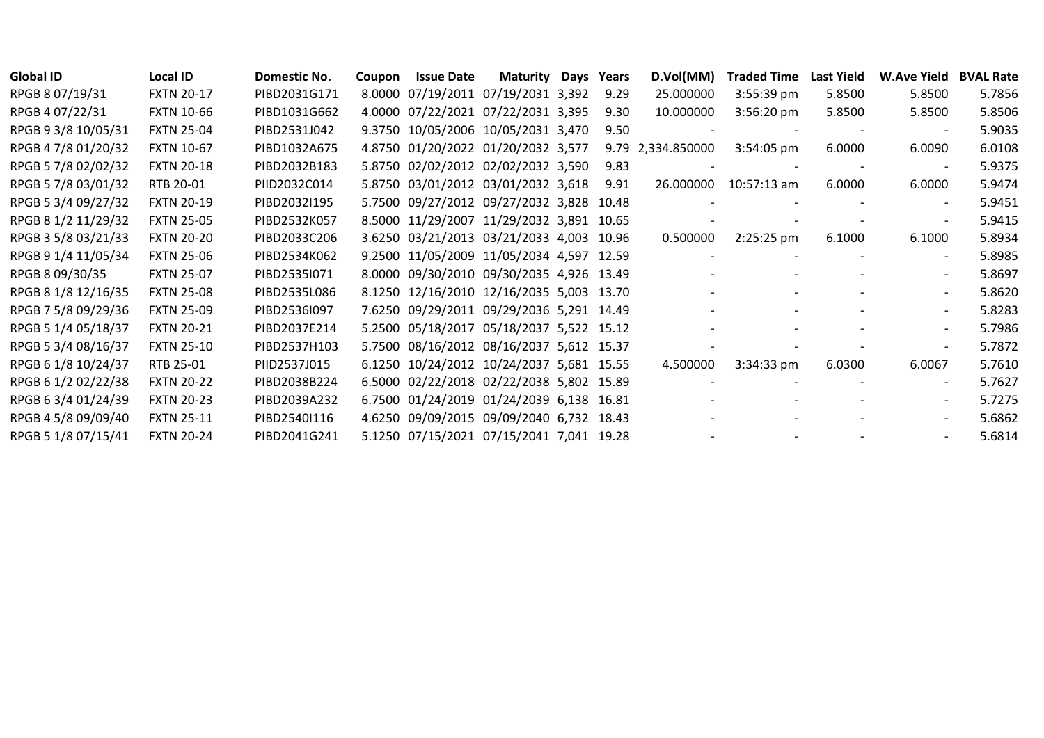| Global ID | Local ID | Domestic No. | Coupon | Issue Date | Maturity | Days | Years | D.Vol(MM) | Traded Time | Last Yield | W.Ave Yield | BVAL Rate |
|---|---|---|---|---|---|---|---|---|---|---|---|---|
| RPGB 8 07/19/31 | FXTN 20-17 | PIBD2031G171 | 8.0000 | 07/19/2011 | 07/19/2031 | 3,392 | 9.29 | 25.000000 | 3:55:39 pm | 5.8500 | 5.8500 | 5.7856 |
| RPGB 4 07/22/31 | FXTN 10-66 | PIBD1031G662 | 4.0000 | 07/22/2021 | 07/22/2031 | 3,395 | 9.30 | 10.000000 | 3:56:20 pm | 5.8500 | 5.8500 | 5.8506 |
| RPGB 9 3/8 10/05/31 | FXTN 25-04 | PIBD2531J042 | 9.3750 | 10/05/2006 | 10/05/2031 | 3,470 | 9.50 | - | - | - | - | 5.9035 |
| RPGB 4 7/8 01/20/32 | FXTN 10-67 | PIBD1032A675 | 4.8750 | 01/20/2022 | 01/20/2032 | 3,577 | 9.79 | 2,334.850000 | 3:54:05 pm | 6.0000 | 6.0090 | 6.0108 |
| RPGB 5 7/8 02/02/32 | FXTN 20-18 | PIBD2032B183 | 5.8750 | 02/02/2012 | 02/02/2032 | 3,590 | 9.83 | - | - | - | - | 5.9375 |
| RPGB 5 7/8 03/01/32 | RTB 20-01 | PIID2032C014 | 5.8750 | 03/01/2012 | 03/01/2032 | 3,618 | 9.91 | 26.000000 | 10:57:13 am | 6.0000 | 6.0000 | 5.9474 |
| RPGB 5 3/4 09/27/32 | FXTN 20-19 | PIBD2032I195 | 5.7500 | 09/27/2012 | 09/27/2032 | 3,828 | 10.48 | - | - | - | - | 5.9451 |
| RPGB 8 1/2 11/29/32 | FXTN 25-05 | PIBD2532K057 | 8.5000 | 11/29/2007 | 11/29/2032 | 3,891 | 10.65 | - | - | - | - | 5.9415 |
| RPGB 3 5/8 03/21/33 | FXTN 20-20 | PIBD2033C206 | 3.6250 | 03/21/2013 | 03/21/2033 | 4,003 | 10.96 | 0.500000 | 2:25:25 pm | 6.1000 | 6.1000 | 5.8934 |
| RPGB 9 1/4 11/05/34 | FXTN 25-06 | PIBD2534K062 | 9.2500 | 11/05/2009 | 11/05/2034 | 4,597 | 12.59 | - | - | - | - | 5.8985 |
| RPGB 8 09/30/35 | FXTN 25-07 | PIBD2535I071 | 8.0000 | 09/30/2010 | 09/30/2035 | 4,926 | 13.49 | - | - | - | - | 5.8697 |
| RPGB 8 1/8 12/16/35 | FXTN 25-08 | PIBD2535L086 | 8.1250 | 12/16/2010 | 12/16/2035 | 5,003 | 13.70 | - | - | - | - | 5.8620 |
| RPGB 7 5/8 09/29/36 | FXTN 25-09 | PIBD2536I097 | 7.6250 | 09/29/2011 | 09/29/2036 | 5,291 | 14.49 | - | - | - | - | 5.8283 |
| RPGB 5 1/4 05/18/37 | FXTN 20-21 | PIBD2037E214 | 5.2500 | 05/18/2017 | 05/18/2037 | 5,522 | 15.12 | - | - | - | - | 5.7986 |
| RPGB 5 3/4 08/16/37 | FXTN 25-10 | PIBD2537H103 | 5.7500 | 08/16/2012 | 08/16/2037 | 5,612 | 15.37 | - | - | - | - | 5.7872 |
| RPGB 6 1/8 10/24/37 | RTB 25-01 | PIID2537J015 | 6.1250 | 10/24/2012 | 10/24/2037 | 5,681 | 15.55 | 4.500000 | 3:34:33 pm | 6.0300 | 6.0067 | 5.7610 |
| RPGB 6 1/2 02/22/38 | FXTN 20-22 | PIBD2038B224 | 6.5000 | 02/22/2018 | 02/22/2038 | 5,802 | 15.89 | - | - | - | - | 5.7627 |
| RPGB 6 3/4 01/24/39 | FXTN 20-23 | PIBD2039A232 | 6.7500 | 01/24/2019 | 01/24/2039 | 6,138 | 16.81 | - | - | - | - | 5.7275 |
| RPGB 4 5/8 09/09/40 | FXTN 25-11 | PIBD2540I116 | 4.6250 | 09/09/2015 | 09/09/2040 | 6,732 | 18.43 | - | - | - | - | 5.6862 |
| RPGB 5 1/8 07/15/41 | FXTN 20-24 | PIBD2041G241 | 5.1250 | 07/15/2021 | 07/15/2041 | 7,041 | 19.28 | - | - | - | - | 5.6814 |